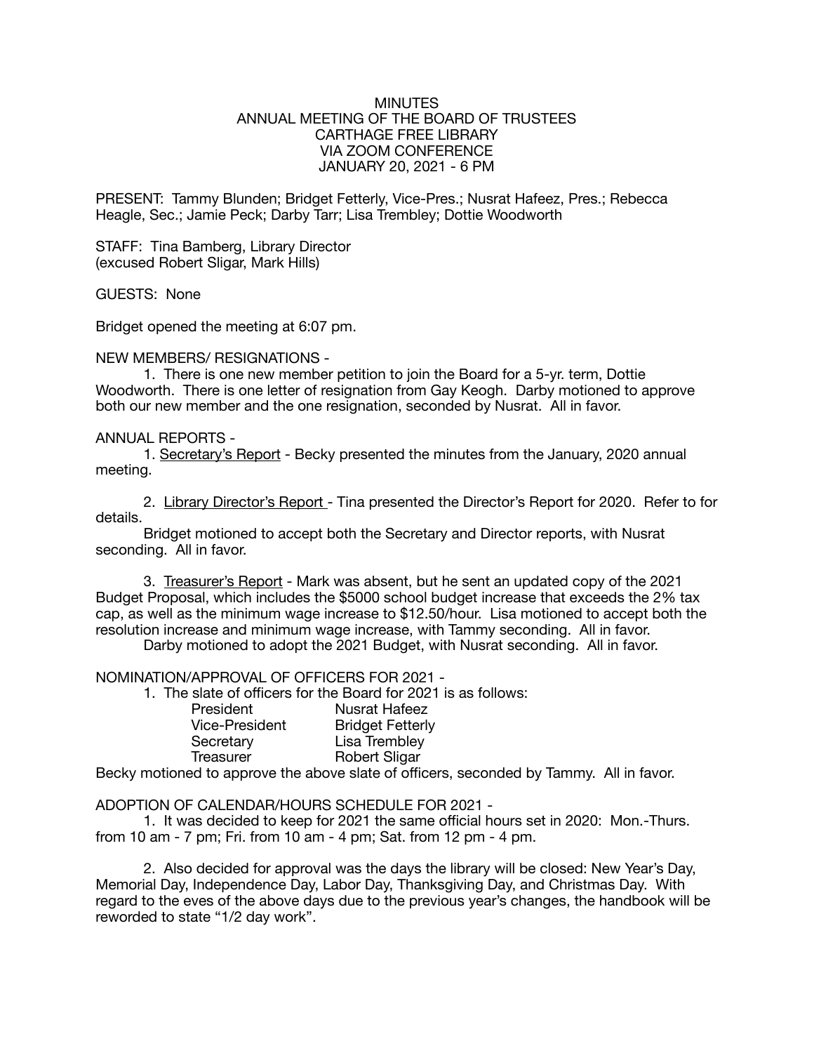# MINUTES
## ANNUAL MEETING OF THE BOARD OF TRUSTEES
## CARTHAGE FREE LIBRARY
## VIA ZOOM CONFERENCE
## JANUARY 20, 2021 - 6 PM

PRESENT: Tammy Blunden; Bridget Fetterly, Vice-Pres.; Nusrat Hafeez, Pres.; Rebecca Heagle, Sec.; Jamie Peck; Darby Tarr; Lisa Trembley; Dottie Woodworth

STAFF: Tina Bamberg, Library Director
(excused Robert Sligar, Mark Hills)

GUESTS: None

Bridget opened the meeting at 6:07 pm.

NEW MEMBERS/ RESIGNATIONS -

1. There is one new member petition to join the Board for a 5-yr. term, Dottie Woodworth. There is one letter of resignation from Gay Keogh. Darby motioned to approve both our new member and the one resignation, seconded by Nusrat. All in favor.

ANNUAL REPORTS -

1. <u>Secretary's Report</u> - Becky presented the minutes from the January, 2020 annual meeting.

2. <u>Library Director's Report</u> - Tina presented the Director's Report for 2020. Refer to for details.

Bridget motioned to accept both the Secretary and Director reports, with Nusrat seconding. All in favor.

3. <u>Treasurer's Report</u> - Mark was absent, but he sent an updated copy of the 2021 Budget Proposal, which includes the $5000 school budget increase that exceeds the 2% tax cap, as well as the minimum wage increase to $12.50/hour. Lisa motioned to accept both the resolution increase and minimum wage increase, with Tammy seconding. All in favor.

Darby motioned to adopt the 2021 Budget, with Nusrat seconding. All in favor.

NOMINATION/APPROVAL OF OFFICERS FOR 2021 -

1. The slate of officers for the Board for 2021 is as follows:

| | |
|---|---|
| President | Nusrat Hafeez |
| Vice-President | Bridget Fetterly |
| Secretary | Lisa Trembley |
| Treasurer | Robert Sligar |

Becky motioned to approve the above slate of officers, seconded by Tammy. All in favor.

ADOPTION OF CALENDAR/HOURS SCHEDULE FOR 2021 -

1. It was decided to keep for 2021 the same official hours set in 2020: Mon.-Thurs. from 10 am - 7 pm; Fri. from 10 am - 4 pm; Sat. from 12 pm - 4 pm.

2. Also decided for approval was the days the library will be closed: New Year's Day, Memorial Day, Independence Day, Labor Day, Thanksgiving Day, and Christmas Day. With regard to the eves of the above days due to the previous year's changes, the handbook will be reworded to state "1/2 day work".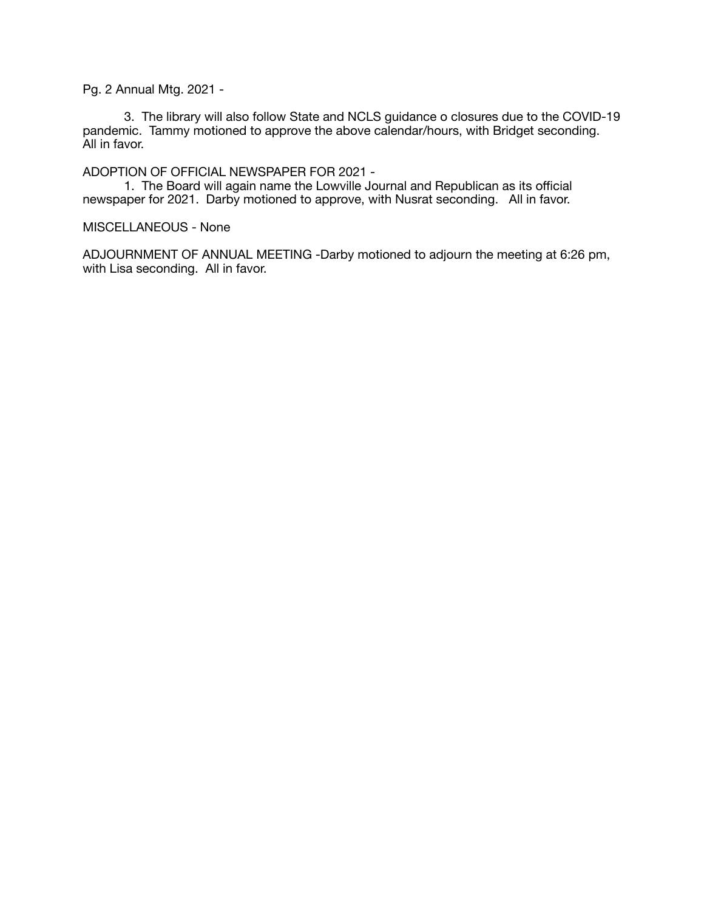3. The library will also follow State and NCLS guidance o closures due to the COVID-19 pandemic. Tammy motioned to approve the above calendar/hours, with Bridget seconding. All in favor.

ADOPTION OF OFFICIAL NEWSPAPER FOR 2021 -

1. The Board will again name the Lowville Journal and Republican as its official newspaper for 2021. Darby motioned to approve, with Nusrat seconding. All in favor.

MISCELLANEOUS - None

ADJOURNMENT OF ANNUAL MEETING -Darby motioned to adjourn the meeting at 6:26 pm, with Lisa seconding. All in favor.